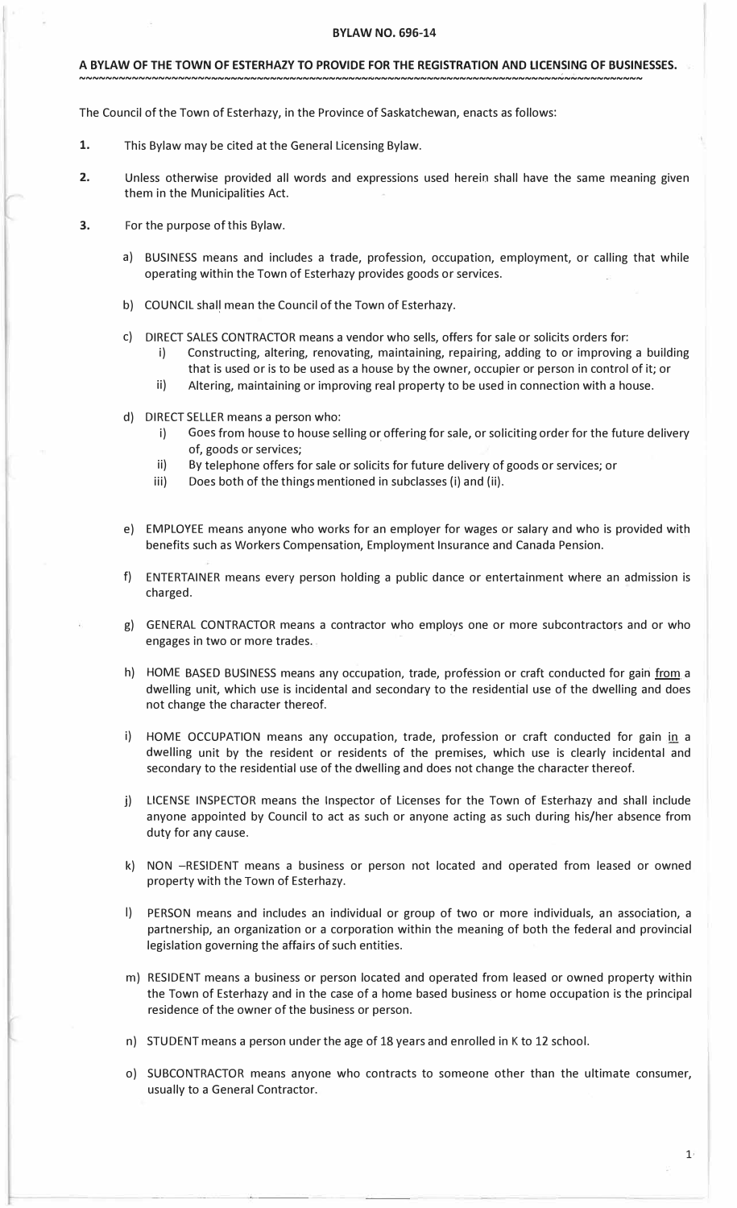**BYLAW NO. 696-14**

**A BYLAW OF THE TOWN OF ESTERHAZY TO PROVIDE FOR THE REGISTRATION AND LICENSING OF BUSINESSES.**

The Council of the Town of Esterhazy, in the Province of Saskatchewan, enacts as follows:

**1.** This Bylaw may be cited at the General Licensing Bylaw.

**2.** Unless otherwise provided all words and expressions used herein shall have the same meaning given them in the Municipalities Act.

**3.** For the purpose of this Bylaw.

a) BUSINESS means and includes a trade, profession, occupation, employment, or calling that while operating within the Town of Esterhazy provides goods or services.

b) COUNCIL shall mean the Council of the Town of Esterhazy.

c) DIRECT SALES CONTRACTOR means a vendor who sells, offers for sale or solicits orders for:
   i) Constructing, altering, renovating, maintaining, repairing, adding to or improving a building that is used or is to be used as a house by the owner, occupier or person in control of it; or
   ii) Altering, maintaining or improving real property to be used in connection with a house.

d) DIRECT SELLER means a person who:
   i) Goes from house to house selling or offering for sale, or soliciting order for the future delivery of, goods or services;
   ii) By telephone offers for sale or solicits for future delivery of goods or services; or
   iii) Does both of the things mentioned in subclasses (i) and (ii).

e) EMPLOYEE means anyone who works for an employer for wages or salary and who is provided with benefits such as Workers Compensation, Employment Insurance and Canada Pension.

f) ENTERTAINER means every person holding a public dance or entertainment where an admission is charged.

g) GENERAL CONTRACTOR means a contractor who employs one or more subcontractors and or who engages in two or more trades.

h) HOME BASED BUSINESS means any occupation, trade, profession or craft conducted for gain <u>from</u> a dwelling unit, which use is incidental and secondary to the residential use of the dwelling and does not change the character thereof.

i) HOME OCCUPATION means any occupation, trade, profession or craft conducted for gain <u>in</u> a dwelling unit by the resident or residents of the premises, which use is clearly incidental and secondary to the residential use of the dwelling and does not change the character thereof.

j) LICENSE INSPECTOR means the Inspector of Licenses for the Town of Esterhazy and shall include anyone appointed by Council to act as such or anyone acting as such during his/her absence from duty for any cause.

k) NON –RESIDENT means a business or person not located and operated from leased or owned property with the Town of Esterhazy.

l) PERSON means and includes an individual or group of two or more individuals, an association, a partnership, an organization or a corporation within the meaning of both the federal and provincial legislation governing the affairs of such entities.

m) RESIDENT means a business or person located and operated from leased or owned property within the Town of Esterhazy and in the case of a home based business or home occupation is the principal residence of the owner of the business or person.

n) STUDENT means a person under the age of 18 years and enrolled in K to 12 school.

o) SUBCONTRACTOR means anyone who contracts to someone other than the ultimate consumer, usually to a General Contractor.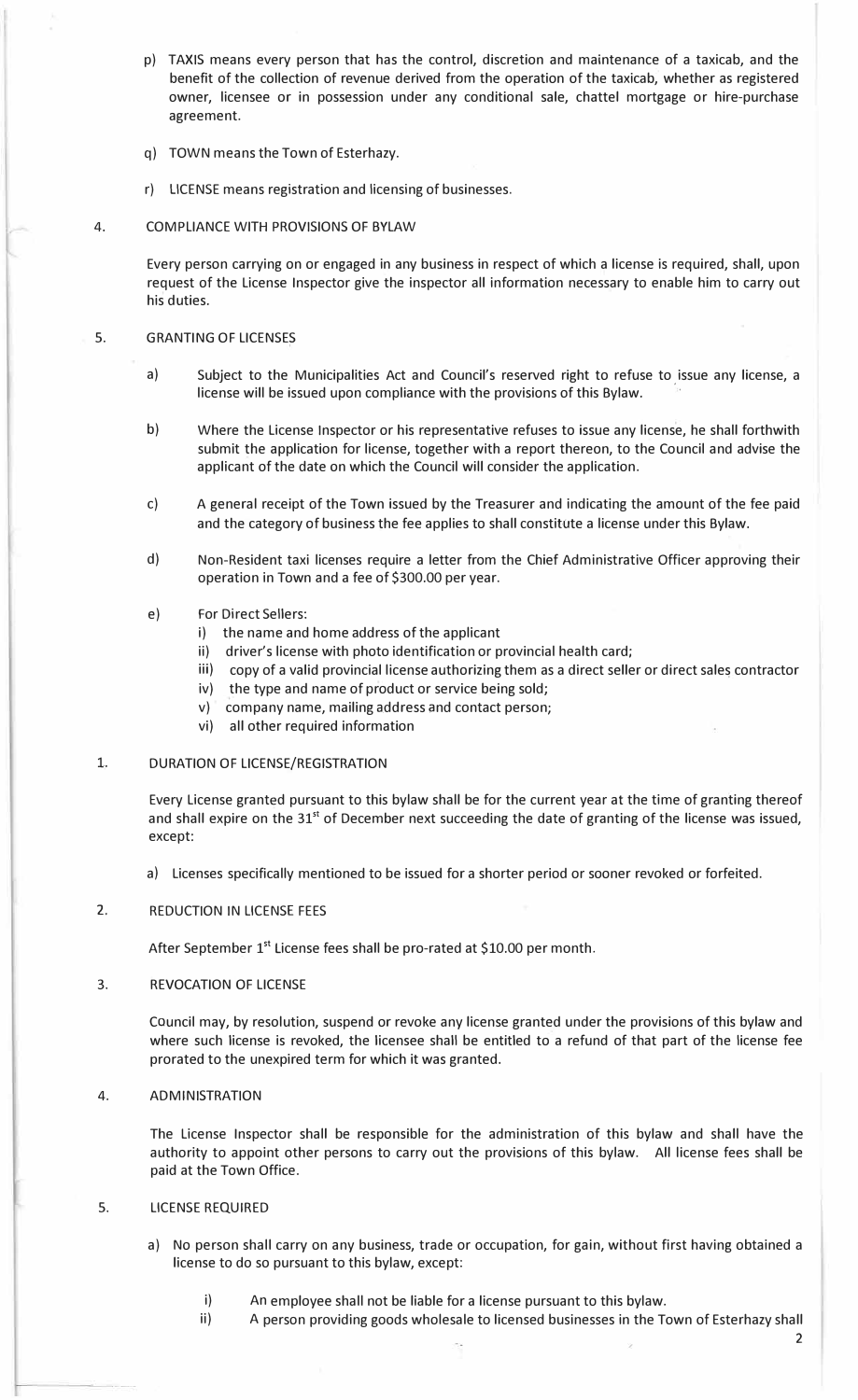p) TAXIS means every person that has the control, discretion and maintenance of a taxicab, and the benefit of the collection of revenue derived from the operation of the taxicab, whether as registered owner, licensee or in possession under any conditional sale, chattel mortgage or hire-purchase agreement.

q) TOWN means the Town of Esterhazy.

r) LICENSE means registration and licensing of businesses.

4. COMPLIANCE WITH PROVISIONS OF BYLAW

Every person carrying on or engaged in any business in respect of which a license is required, shall, upon request of the License Inspector give the inspector all information necessary to enable him to carry out his duties.

5. GRANTING OF LICENSES

a) Subject to the Municipalities Act and Council's reserved right to refuse to issue any license, a license will be issued upon compliance with the provisions of this Bylaw.

b) Where the License Inspector or his representative refuses to issue any license, he shall forthwith submit the application for license, together with a report thereon, to the Council and advise the applicant of the date on which the Council will consider the application.

c) A general receipt of the Town issued by the Treasurer and indicating the amount of the fee paid and the category of business the fee applies to shall constitute a license under this Bylaw.

d) Non-Resident taxi licenses require a letter from the Chief Administrative Officer approving their operation in Town and a fee of $300.00 per year.

e) For Direct Sellers:
   i) the name and home address of the applicant
   ii) driver's license with photo identification or provincial health card;
   iii) copy of a valid provincial license authorizing them as a direct seller or direct sales contractor
   iv) the type and name of product or service being sold;
   v) company name, mailing address and contact person;
   vi) all other required information

1. DURATION OF LICENSE/REGISTRATION

Every License granted pursuant to this bylaw shall be for the current year at the time of granting thereof and shall expire on the 31st of December next succeeding the date of granting of the license was issued, except:

a) Licenses specifically mentioned to be issued for a shorter period or sooner revoked or forfeited.

2. REDUCTION IN LICENSE FEES

After September 1st License fees shall be pro-rated at $10.00 per month.

3. REVOCATION OF LICENSE

Council may, by resolution, suspend or revoke any license granted under the provisions of this bylaw and where such license is revoked, the licensee shall be entitled to a refund of that part of the license fee prorated to the unexpired term for which it was granted.

4. ADMINISTRATION

The License Inspector shall be responsible for the administration of this bylaw and shall have the authority to appoint other persons to carry out the provisions of this bylaw. All license fees shall be paid at the Town Office.

5. LICENSE REQUIRED

a) No person shall carry on any business, trade or occupation, for gain, without first having obtained a license to do so pursuant to this bylaw, except:

   i) An employee shall not be liable for a license pursuant to this bylaw.
   ii) A person providing goods wholesale to licensed businesses in the Town of Esterhazy shall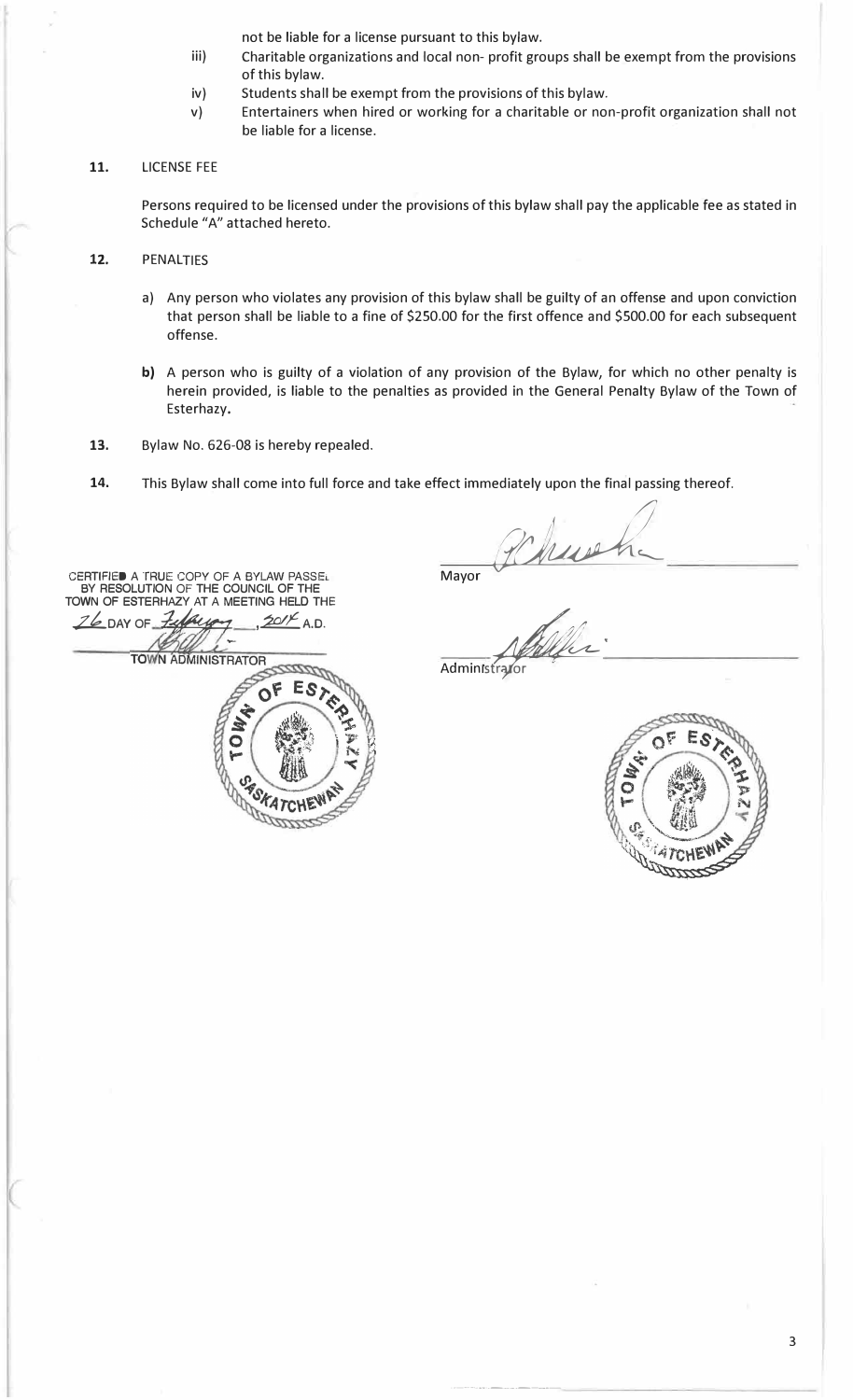not be liable for a license pursuant to this bylaw.

iii) Charitable organizations and local non- profit groups shall be exempt from the provisions of this bylaw.

iv) Students shall be exempt from the provisions of this bylaw.

v) Entertainers when hired or working for a charitable or non-profit organization shall not be liable for a license.

**11.** LICENSE FEE

Persons required to be licensed under the provisions of this bylaw shall pay the applicable fee as stated in Schedule "A" attached hereto.

**12.** PENALTIES

a) Any person who violates any provision of this bylaw shall be guilty of an offense and upon conviction that person shall be liable to a fine of $250.00 for the first offence and $500.00 for each subsequent offense.

**b)** A person who is guilty of a violation of any provision of the Bylaw, for which no other penalty is herein provided, is liable to the penalties as provided in the General Penalty Bylaw of the Town of Esterhazy**.**

**13.** Bylaw No. 626-08 is hereby repealed.

**14.** This Bylaw shall come into full force and take effect immediately upon the final passing thereof.

CERTIFIED A TRUE COPY OF A BYLAW PASSED BY RESOLUTION OF THE COUNCIL OF THE TOWN OF ESTERHAZY AT A MEETING HELD THE 26 DAY OF February, 2014 A.D.

TOWN ADMINISTRATOR

TOWN OF ESTERHAZY SASKATCHEWAN

Mayor

Administrator

TOWN OF ESTERHAZY SASKATCHEWAN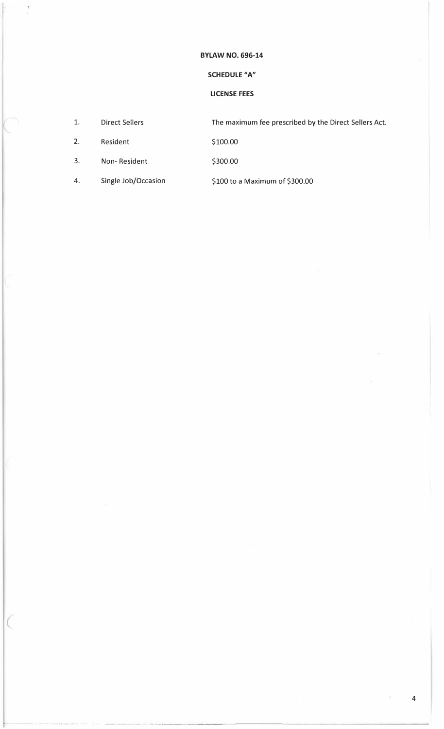**BYLAW NO. 696-14**

**SCHEDULE "A"**

**LICENSE FEES**

| | | |
|---|---|---|
| 1. | Direct Sellers | The maximum fee prescribed by the Direct Sellers Act. |
| 2. | Resident | $100.00 |
| 3. | Non- Resident | $300.00 |
| 4. | Single Job/Occasion | $100 to a Maximum of $300.00 |